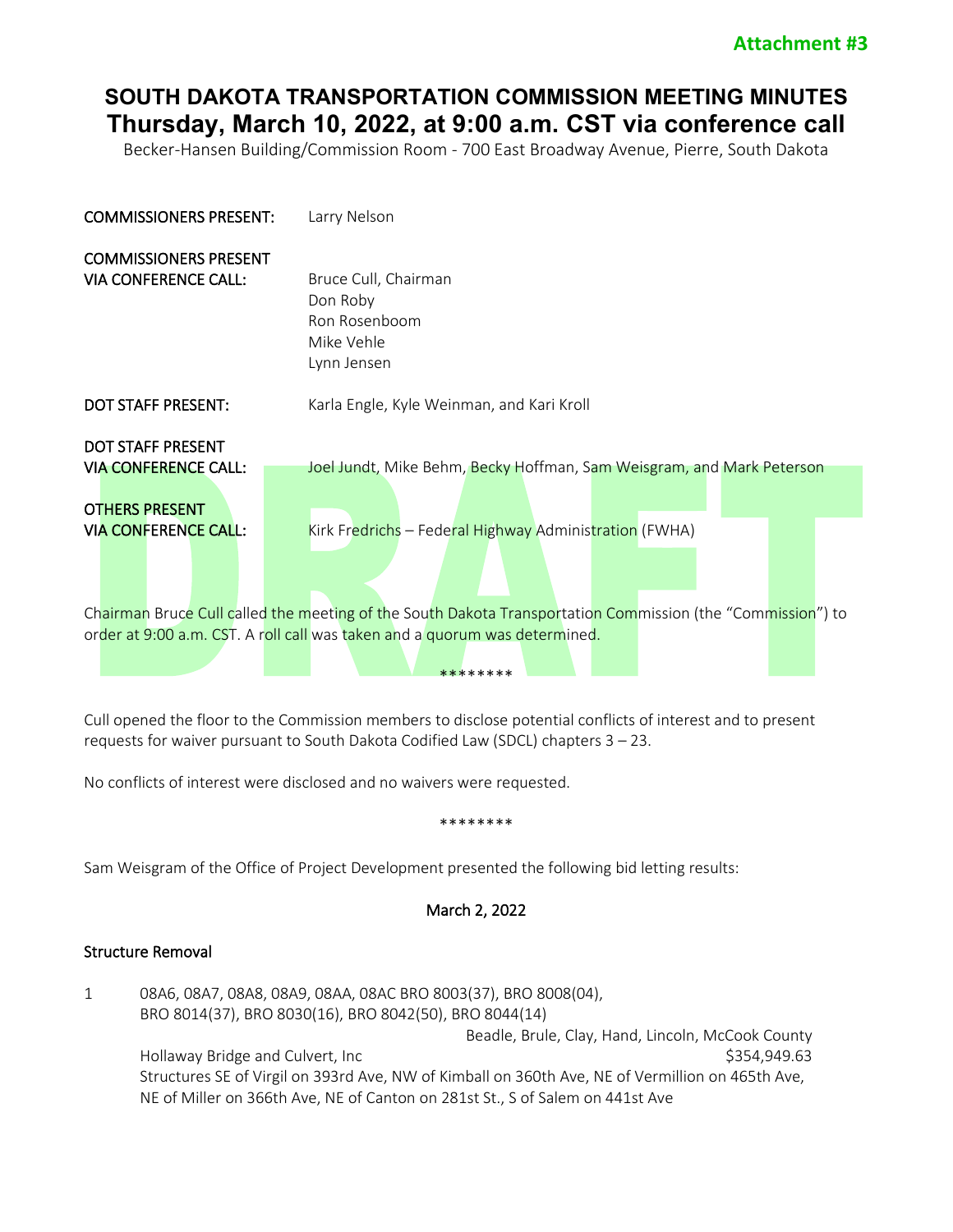**Attachment #3**

# SOUTH DAKOTA TRANSPORTATION COMMISSION MEETING MINUTES
## Thursday, March 10, 2022, at 9:00 a.m. CST via conference call

Becker-Hansen Building/Commission Room - 700 East Broadway Avenue, Pierre, South Dakota

| | |
|---|---|
| COMMISSIONERS PRESENT: | Larry Nelson |
| COMMISSIONERS PRESENT VIA CONFERENCE CALL: | Bruce Cull, Chairman<br>Don Roby<br>Ron Rosenboom<br>Mike Vehle<br>Lynn Jensen |
| DOT STAFF PRESENT: | Karla Engle, Kyle Weinman, and Kari Kroll |
| DOT STAFF PRESENT VIA CONFERENCE CALL: | Joel Jundt, Mike Behm, Becky Hoffman, Sam Weisgram, and Mark Peterson |
| OTHERS PRESENT VIA CONFERENCE CALL: | Kirk Fredrichs – Federal Highway Administration (FWHA) |

DRAFT

Chairman Bruce Cull called the meeting of the South Dakota Transportation Commission (the "Commission") to order at 9:00 a.m. CST. A roll call was taken and a quorum was determined.

********

Cull opened the floor to the Commission members to disclose potential conflicts of interest and to present requests for waiver pursuant to South Dakota Codified Law (SDCL) chapters 3 – 23.

No conflicts of interest were disclosed and no waivers were requested.

********

Sam Weisgram of the Office of Project Development presented the following bid letting results:

**March 2, 2022**

**Structure Removal**

1 08A6, 08A7, 08A8, 08A9, 08AA, 08AC BRO 8003(37), BRO 8008(04), BRO 8014(37), BRO 8030(16), BRO 8042(50), BRO 8044(14)
Beadle, Brule, Clay, Hand, Lincoln, McCook County
Hollaway Bridge and Culvert, Inc $354,949.63
Structures SE of Virgil on 393rd Ave, NW of Kimball on 360th Ave, NE of Vermillion on 465th Ave, NE of Miller on 366th Ave, NE of Canton on 281st St., S of Salem on 441st Ave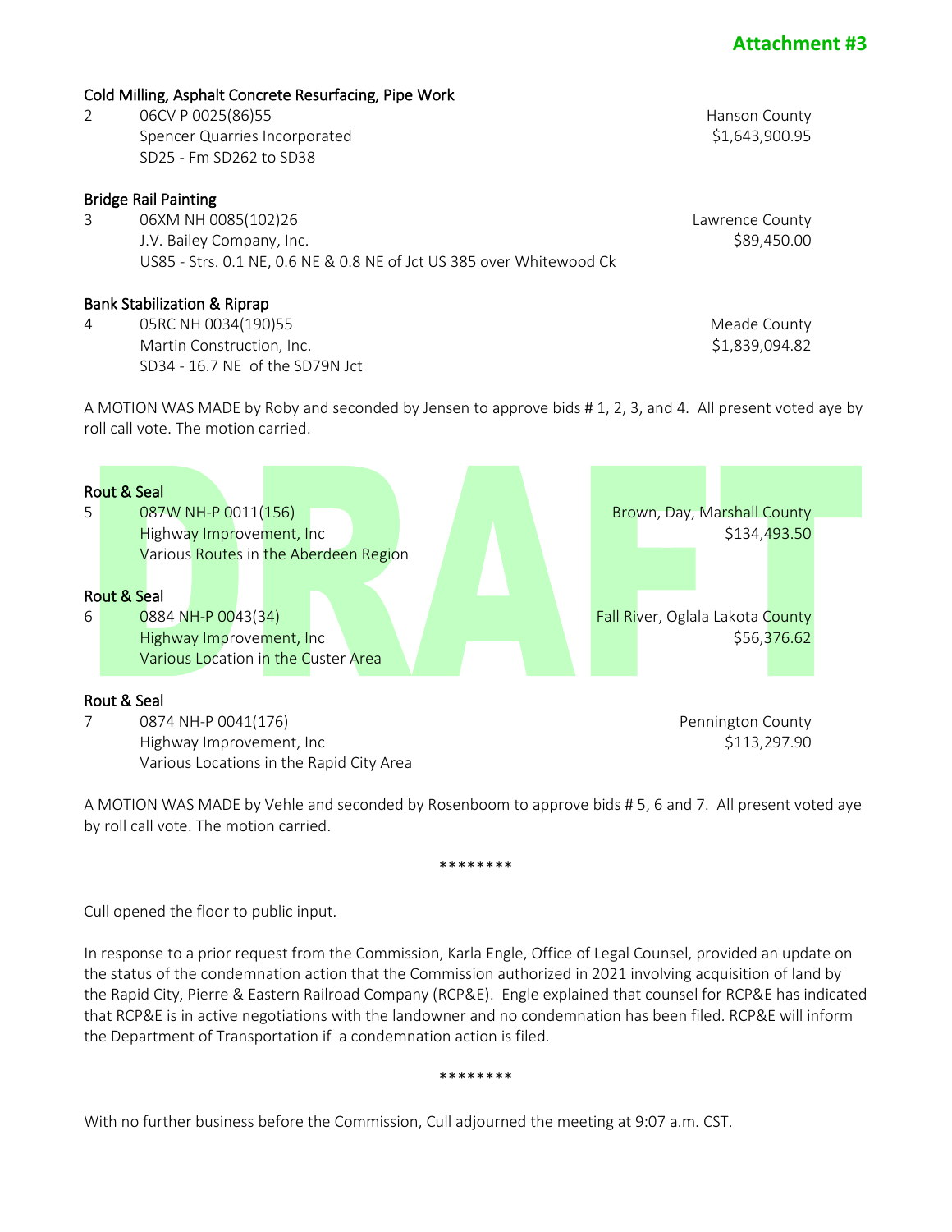**Attachment #3**

Cold Milling, Asphalt Concrete Resurfacing, Pipe Work

| | | |
|---|---|---|
| 2 | 06CV P 0025(86)55<br>Spencer Quarries Incorporated<br>SD25 - Fm SD262 to SD38 | Hanson County<br>$1,643,900.95 |

Bridge Rail Painting

| | | |
|---|---|---|
| 3 | 06XM NH 0085(102)26<br>J.V. Bailey Company, Inc.<br>US85 - Strs. 0.1 NE, 0.6 NE & 0.8 NE of Jct US 385 over Whitewood Ck | Lawrence County<br>$89,450.00 |

Bank Stabilization & Riprap

| | | |
|---|---|---|
| 4 | 05RC NH 0034(190)55<br>Martin Construction, Inc.<br>SD34 - 16.7 NE of the SD79N Jct | Meade County<br>$1,839,094.82 |

A MOTION WAS MADE by Roby and seconded by Jensen to approve bids # 1, 2, 3, and 4. All present voted aye by roll call vote. The motion carried.

DRAFT

Rout & Seal

| | | |
|---|---|---|
| 5 | 087W NH-P 0011(156)<br>Highway Improvement, Inc<br>Various Routes in the Aberdeen Region | Brown, Day, Marshall County<br>$134,493.50 |

Rout & Seal

| | | |
|---|---|---|
| 6 | 0884 NH-P 0043(34)<br>Highway Improvement, Inc<br>Various Location in the Custer Area | Fall River, Oglala Lakota County<br>$56,376.62 |

Rout & Seal

| | | |
|---|---|---|
| 7 | 0874 NH-P 0041(176)<br>Highway Improvement, Inc<br>Various Locations in the Rapid City Area | Pennington County<br>$113,297.90 |

A MOTION WAS MADE by Vehle and seconded by Rosenboom to approve bids # 5, 6 and 7. All present voted aye by roll call vote. The motion carried.

********

Cull opened the floor to public input.

In response to a prior request from the Commission, Karla Engle, Office of Legal Counsel, provided an update on the status of the condemnation action that the Commission authorized in 2021 involving acquisition of land by the Rapid City, Pierre & Eastern Railroad Company (RCP&E). Engle explained that counsel for RCP&E has indicated that RCP&E is in active negotiations with the landowner and no condemnation has been filed. RCP&E will inform the Department of Transportation if a condemnation action is filed.

********

With no further business before the Commission, Cull adjourned the meeting at 9:07 a.m. CST.